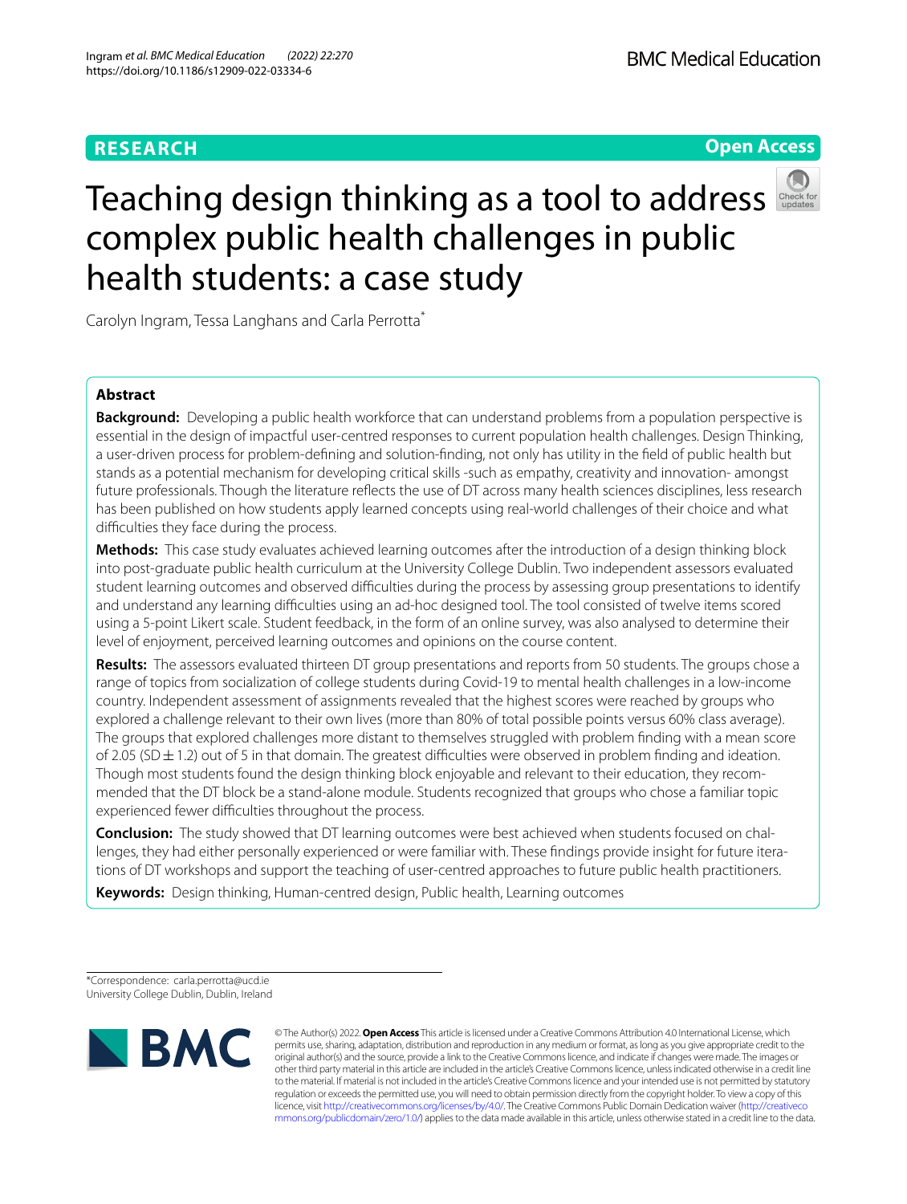RESEARCH

Open Access

# Teaching design thinking as a tool to address complex public health challenges in public health students: a case study

Carolyn Ingram, Tessa Langhans and Carla Perrotta*

## Abstract

**Background:** Developing a public health workforce that can understand problems from a population perspective is essential in the design of impactful user-centred responses to current population health challenges. Design Thinking, a user-driven process for problem-defining and solution-finding, not only has utility in the field of public health but stands as a potential mechanism for developing critical skills -such as empathy, creativity and innovation- amongst future professionals. Though the literature reflects the use of DT across many health sciences disciplines, less research has been published on how students apply learned concepts using real-world challenges of their choice and what difficulties they face during the process.

**Methods:** This case study evaluates achieved learning outcomes after the introduction of a design thinking block into post-graduate public health curriculum at the University College Dublin. Two independent assessors evaluated student learning outcomes and observed difficulties during the process by assessing group presentations to identify and understand any learning difficulties using an ad-hoc designed tool. The tool consisted of twelve items scored using a 5-point Likert scale. Student feedback, in the form of an online survey, was also analysed to determine their level of enjoyment, perceived learning outcomes and opinions on the course content.

**Results:** The assessors evaluated thirteen DT group presentations and reports from 50 students. The groups chose a range of topics from socialization of college students during Covid-19 to mental health challenges in a low-income country. Independent assessment of assignments revealed that the highest scores were reached by groups who explored a challenge relevant to their own lives (more than 80% of total possible points versus 60% class average). The groups that explored challenges more distant to themselves struggled with problem finding with a mean score of 2.05 (SD ± 1.2) out of 5 in that domain. The greatest difficulties were observed in problem finding and ideation. Though most students found the design thinking block enjoyable and relevant to their education, they recommended that the DT block be a stand-alone module. Students recognized that groups who chose a familiar topic experienced fewer difficulties throughout the process.

**Conclusion:** The study showed that DT learning outcomes were best achieved when students focused on challenges, they had either personally experienced or were familiar with. These findings provide insight for future iterations of DT workshops and support the teaching of user-centred approaches to future public health practitioners.

**Keywords:** Design thinking, Human-centred design, Public health, Learning outcomes

*Correspondence: carla.perrotta@ucd.ie
University College Dublin, Dublin, Ireland

© The Author(s) 2022. **Open Access** This article is licensed under a Creative Commons Attribution 4.0 International License, which permits use, sharing, adaptation, distribution and reproduction in any medium or format, as long as you give appropriate credit to the original author(s) and the source, provide a link to the Creative Commons licence, and indicate if changes were made. The images or other third party material in this article are included in the article's Creative Commons licence, unless indicated otherwise in a credit line to the material. If material is not included in the article's Creative Commons licence and your intended use is not permitted by statutory regulation or exceeds the permitted use, you will need to obtain permission directly from the copyright holder. To view a copy of this licence, visit http://creativecommons.org/licenses/by/4.0/. The Creative Commons Public Domain Dedication waiver (http://creativecommons.org/publicdomain/zero/1.0/) applies to the data made available in this article, unless otherwise stated in a credit line to the data.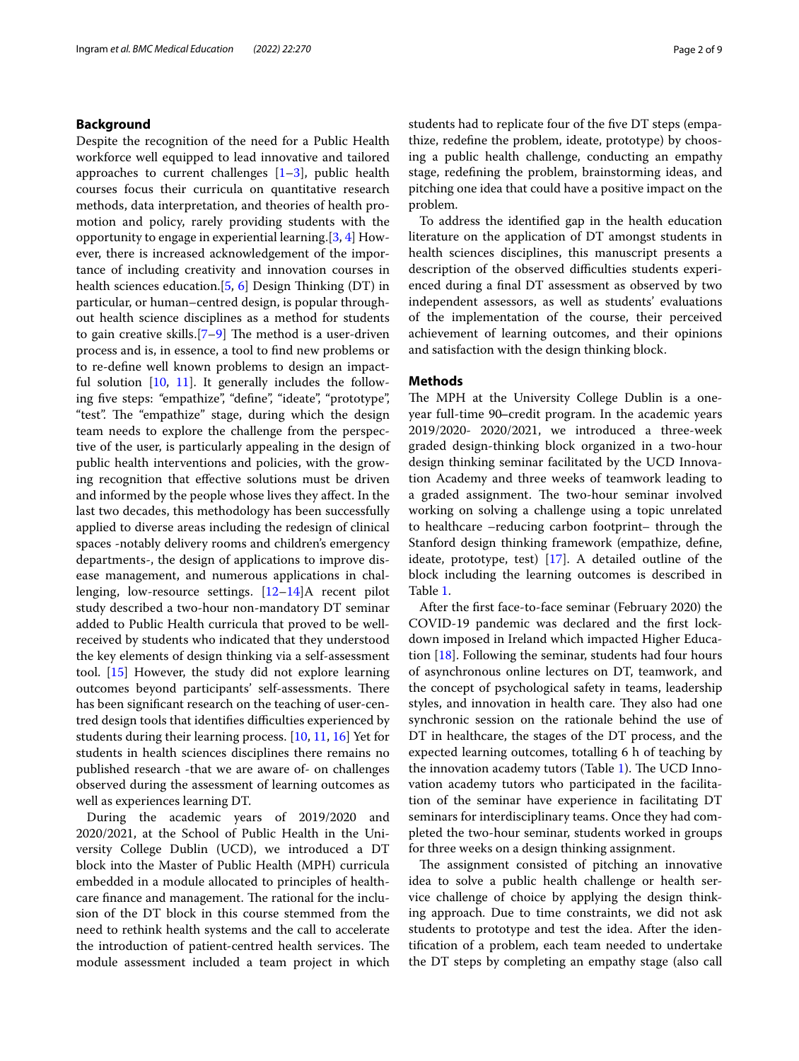## Background

Despite the recognition of the need for a Public Health workforce well equipped to lead innovative and tailored approaches to current challenges [1–3], public health courses focus their curricula on quantitative research methods, data interpretation, and theories of health promotion and policy, rarely providing students with the opportunity to engage in experiential learning.[3, 4] However, there is increased acknowledgement of the importance of including creativity and innovation courses in health sciences education.[5, 6] Design Thinking (DT) in particular, or human–centred design, is popular throughout health science disciplines as a method for students to gain creative skills.[7–9] The method is a user-driven process and is, in essence, a tool to find new problems or to re-define well known problems to design an impactful solution [10, 11]. It generally includes the following five steps: "empathize", "define", "ideate", "prototype", "test". The "empathize" stage, during which the design team needs to explore the challenge from the perspective of the user, is particularly appealing in the design of public health interventions and policies, with the growing recognition that effective solutions must be driven and informed by the people whose lives they affect. In the last two decades, this methodology has been successfully applied to diverse areas including the redesign of clinical spaces -notably delivery rooms and children's emergency departments-, the design of applications to improve disease management, and numerous applications in challenging, low-resource settings. [12–14]A recent pilot study described a two-hour non-mandatory DT seminar added to Public Health curricula that proved to be well-received by students who indicated that they understood the key elements of design thinking via a self-assessment tool. [15] However, the study did not explore learning outcomes beyond participants' self-assessments. There has been significant research on the teaching of user-centred design tools that identifies difficulties experienced by students during their learning process. [10, 11, 16] Yet for students in health sciences disciplines there remains no published research -that we are aware of- on challenges observed during the assessment of learning outcomes as well as experiences learning DT.

During the academic years of 2019/2020 and 2020/2021, at the School of Public Health in the University College Dublin (UCD), we introduced a DT block into the Master of Public Health (MPH) curricula embedded in a module allocated to principles of healthcare finance and management. The rational for the inclusion of the DT block in this course stemmed from the need to rethink health systems and the call to accelerate the introduction of patient-centred health services. The module assessment included a team project in which students had to replicate four of the five DT steps (empathize, redefine the problem, ideate, prototype) by choosing a public health challenge, conducting an empathy stage, redefining the problem, brainstorming ideas, and pitching one idea that could have a positive impact on the problem.

To address the identified gap in the health education literature on the application of DT amongst students in health sciences disciplines, this manuscript presents a description of the observed difficulties students experienced during a final DT assessment as observed by two independent assessors, as well as students' evaluations of the implementation of the course, their perceived achievement of learning outcomes, and their opinions and satisfaction with the design thinking block.

## Methods

The MPH at the University College Dublin is a one-year full-time 90–credit program. In the academic years 2019/2020- 2020/2021, we introduced a three-week graded design-thinking block organized in a two-hour design thinking seminar facilitated by the UCD Innovation Academy and three weeks of teamwork leading to a graded assignment. The two-hour seminar involved working on solving a challenge using a topic unrelated to healthcare –reducing carbon footprint– through the Stanford design thinking framework (empathize, define, ideate, prototype, test) [17]. A detailed outline of the block including the learning outcomes is described in Table 1.

After the first face-to-face seminar (February 2020) the COVID-19 pandemic was declared and the first lockdown imposed in Ireland which impacted Higher Education [18]. Following the seminar, students had four hours of asynchronous online lectures on DT, teamwork, and the concept of psychological safety in teams, leadership styles, and innovation in health care. They also had one synchronic session on the rationale behind the use of DT in healthcare, the stages of the DT process, and the expected learning outcomes, totalling 6 h of teaching by the innovation academy tutors (Table 1). The UCD Innovation academy tutors who participated in the facilitation of the seminar have experience in facilitating DT seminars for interdisciplinary teams. Once they had completed the two-hour seminar, students worked in groups for three weeks on a design thinking assignment.

The assignment consisted of pitching an innovative idea to solve a public health challenge or health service challenge of choice by applying the design thinking approach. Due to time constraints, we did not ask students to prototype and test the idea. After the identification of a problem, each team needed to undertake the DT steps by completing an empathy stage (also call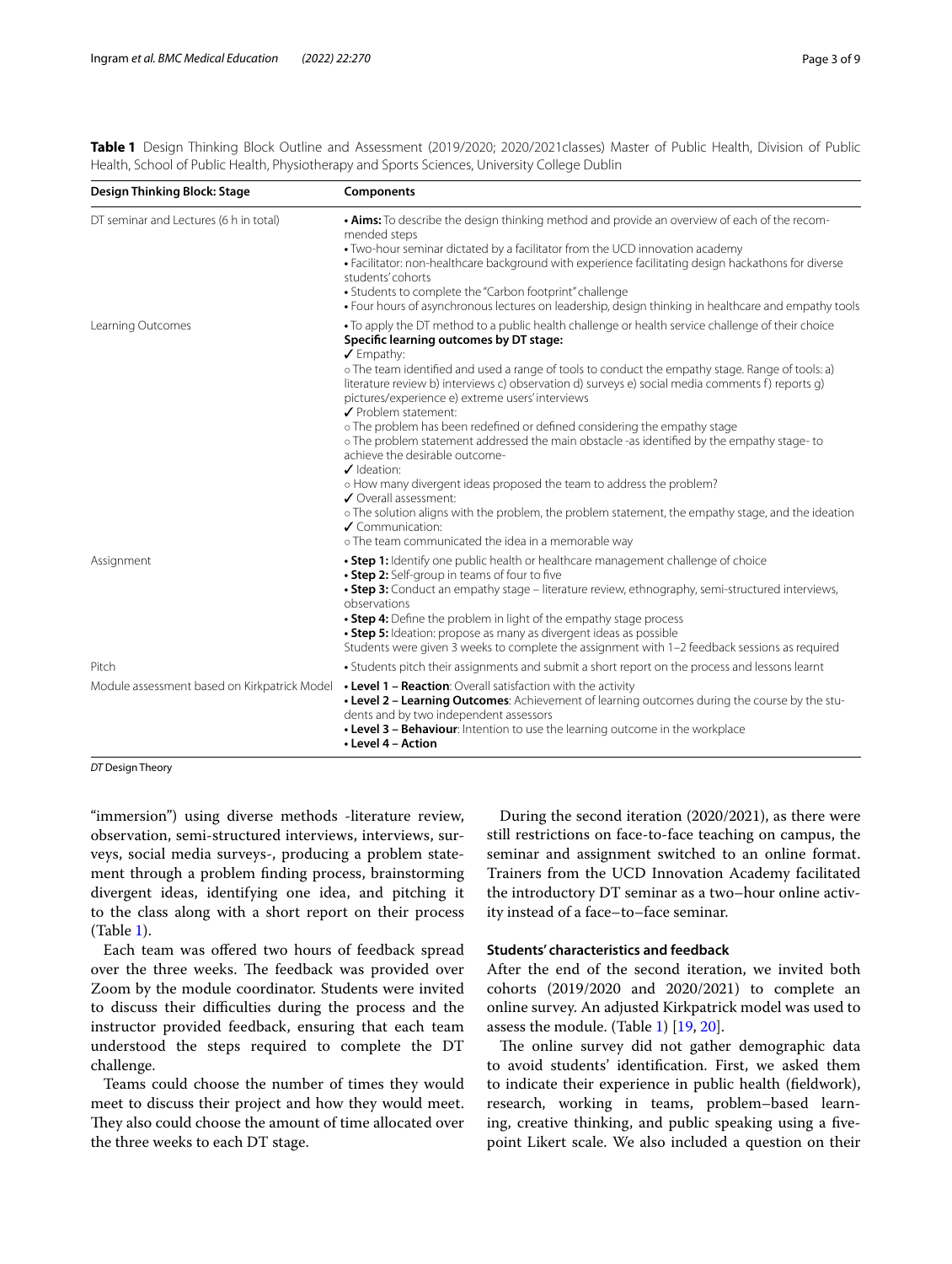**Table 1** Design Thinking Block Outline and Assessment (2019/2020; 2020/2021classes) Master of Public Health, Division of Public Health, School of Public Health, Physiotherapy and Sports Sciences, University College Dublin

| Design Thinking Block: Stage | Components |
|---|---|
| DT seminar and Lectures (6 h in total) | • **Aims:** To describe the design thinking method and provide an overview of each of the recommended steps<br>• Two-hour seminar dictated by a facilitator from the UCD innovation academy<br>• Facilitator: non-healthcare background with experience facilitating design hackathons for diverse students' cohorts<br>• Students to complete the "Carbon footprint" challenge<br>• Four hours of asynchronous lectures on leadership, design thinking in healthcare and empathy tools |
| Learning Outcomes | • To apply the DT method to a public health challenge or health service challenge of their choice<br>**Specific learning outcomes by DT stage:**<br>✓ Empathy:<br>o The team identified and used a range of tools to conduct the empathy stage. Range of tools: a) literature review b) interviews c) observation d) surveys e) social media comments f) reports g) pictures/experience e) extreme users' interviews<br>✓ Problem statement:<br>o The problem has been redefined or defined considering the empathy stage<br>o The problem statement addressed the main obstacle -as identified by the empathy stage- to achieve the desirable outcome-<br>✓ Ideation:<br>o How many divergent ideas proposed the team to address the problem?<br>✓ Overall assessment:<br>o The solution aligns with the problem, the problem statement, the empathy stage, and the ideation<br>✓ Communication:<br>o The team communicated the idea in a memorable way |
| Assignment | • **Step 1:** Identify one public health or healthcare management challenge of choice<br>• **Step 2:** Self-group in teams of four to five<br>• **Step 3:** Conduct an empathy stage – literature review, ethnography, semi-structured interviews, observations<br>• **Step 4:** Define the problem in light of the empathy stage process<br>• **Step 5:** Ideation: propose as many as divergent ideas as possible<br>Students were given 3 weeks to complete the assignment with 1–2 feedback sessions as required |
| Pitch | • Students pitch their assignments and submit a short report on the process and lessons learnt |
| Module assessment based on Kirkpatrick Model | • **Level 1 – Reaction**: Overall satisfaction with the activity<br>• **Level 2 – Learning Outcomes**: Achievement of learning outcomes during the course by the students and by two independent assessors<br>• **Level 3 – Behaviour**: Intention to use the learning outcome in the workplace<br>• **Level 4 – Action** |

*DT* Design Theory

"immersion") using diverse methods -literature review, observation, semi-structured interviews, interviews, surveys, social media surveys-, producing a problem statement through a problem finding process, brainstorming divergent ideas, identifying one idea, and pitching it to the class along with a short report on their process (Table 1).

Each team was offered two hours of feedback spread over the three weeks. The feedback was provided over Zoom by the module coordinator. Students were invited to discuss their difficulties during the process and the instructor provided feedback, ensuring that each team understood the steps required to complete the DT challenge.

Teams could choose the number of times they would meet to discuss their project and how they would meet. They also could choose the amount of time allocated over the three weeks to each DT stage.

During the second iteration (2020/2021), as there were still restrictions on face-to-face teaching on campus, the seminar and assignment switched to an online format. Trainers from the UCD Innovation Academy facilitated the introductory DT seminar as a two–hour online activity instead of a face–to–face seminar.

### Students' characteristics and feedback

After the end of the second iteration, we invited both cohorts (2019/2020 and 2020/2021) to complete an online survey. An adjusted Kirkpatrick model was used to assess the module. (Table 1) [19, 20].

The online survey did not gather demographic data to avoid students' identification. First, we asked them to indicate their experience in public health (fieldwork), research, working in teams, problem–based learning, creative thinking, and public speaking using a five-point Likert scale. We also included a question on their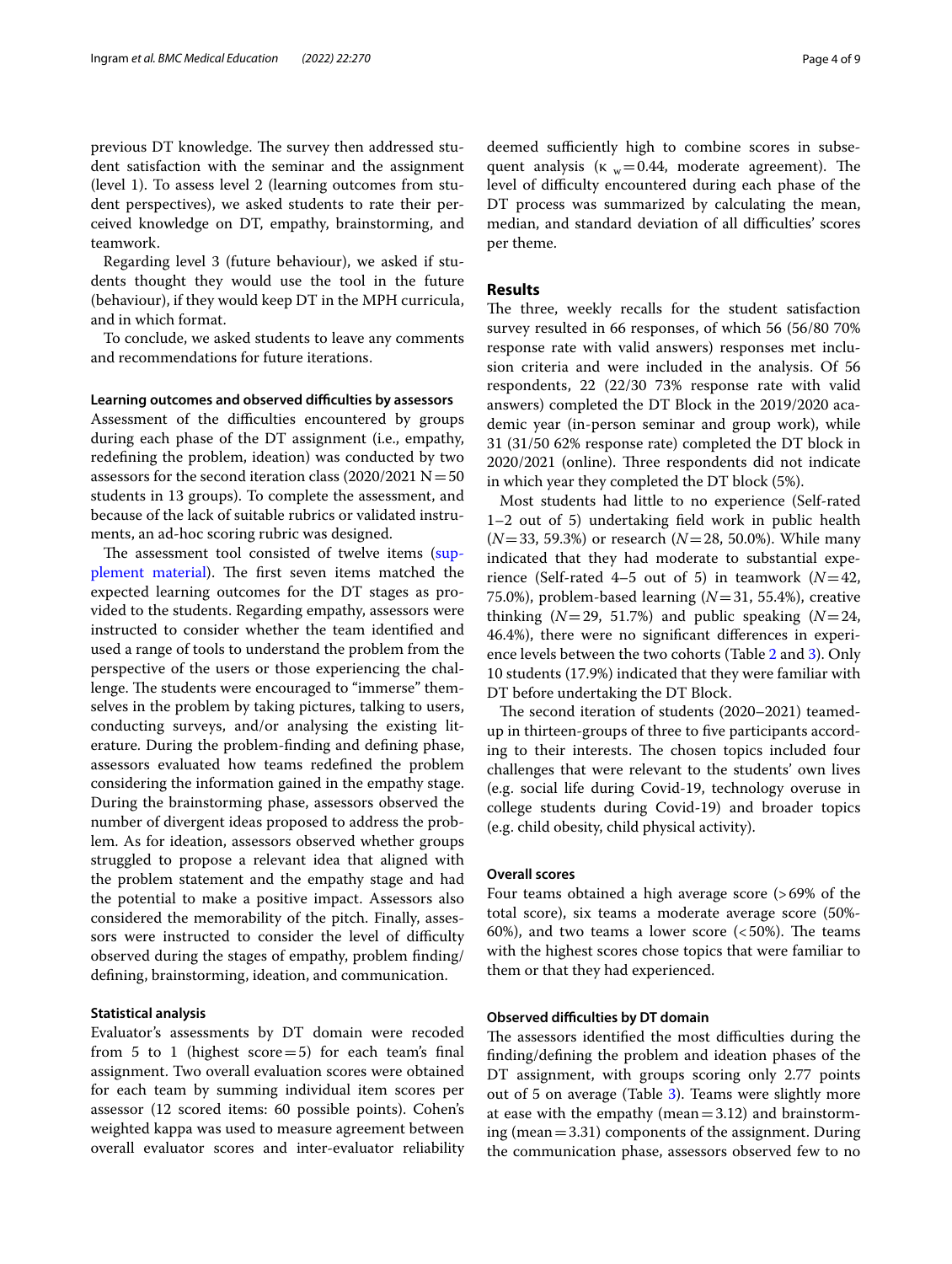previous DT knowledge. The survey then addressed student satisfaction with the seminar and the assignment (level 1). To assess level 2 (learning outcomes from student perspectives), we asked students to rate their perceived knowledge on DT, empathy, brainstorming, and teamwork.

Regarding level 3 (future behaviour), we asked if students thought they would use the tool in the future (behaviour), if they would keep DT in the MPH curricula, and in which format.

To conclude, we asked students to leave any comments and recommendations for future iterations.

### Learning outcomes and observed difficulties by assessors

Assessment of the difficulties encountered by groups during each phase of the DT assignment (i.e., empathy, redefining the problem, ideation) was conducted by two assessors for the second iteration class (2020/2021 N = 50 students in 13 groups). To complete the assessment, and because of the lack of suitable rubrics or validated instruments, an ad-hoc scoring rubric was designed.

The assessment tool consisted of twelve items (supplement material). The first seven items matched the expected learning outcomes for the DT stages as provided to the students. Regarding empathy, assessors were instructed to consider whether the team identified and used a range of tools to understand the problem from the perspective of the users or those experiencing the challenge. The students were encouraged to "immerse" themselves in the problem by taking pictures, talking to users, conducting surveys, and/or analysing the existing literature. During the problem-finding and defining phase, assessors evaluated how teams redefined the problem considering the information gained in the empathy stage. During the brainstorming phase, assessors observed the number of divergent ideas proposed to address the problem. As for ideation, assessors observed whether groups struggled to propose a relevant idea that aligned with the problem statement and the empathy stage and had the potential to make a positive impact. Assessors also considered the memorability of the pitch. Finally, assessors were instructed to consider the level of difficulty observed during the stages of empathy, problem finding/defining, brainstorming, ideation, and communication.

### Statistical analysis

Evaluator's assessments by DT domain were recoded from 5 to 1 (highest score = 5) for each team's final assignment. Two overall evaluation scores were obtained for each team by summing individual item scores per assessor (12 scored items: 60 possible points). Cohen's weighted kappa was used to measure agreement between overall evaluator scores and inter-evaluator reliability deemed sufficiently high to combine scores in subsequent analysis ($\kappa_w = 0.44$, moderate agreement). The level of difficulty encountered during each phase of the DT process was summarized by calculating the mean, median, and standard deviation of all difficulties' scores per theme.

## Results

The three, weekly recalls for the student satisfaction survey resulted in 66 responses, of which 56 (56/80 70% response rate with valid answers) responses met inclusion criteria and were included in the analysis. Of 56 respondents, 22 (22/30 73% response rate with valid answers) completed the DT Block in the 2019/2020 academic year (in-person seminar and group work), while 31 (31/50 62% response rate) completed the DT block in 2020/2021 (online). Three respondents did not indicate in which year they completed the DT block (5%).

Most students had little to no experience (Self-rated 1–2 out of 5) undertaking field work in public health (*N* = 33, 59.3%) or research (*N* = 28, 50.0%). While many indicated that they had moderate to substantial experience (Self-rated 4–5 out of 5) in teamwork (*N* = 42, 75.0%), problem-based learning (*N* = 31, 55.4%), creative thinking (*N* = 29, 51.7%) and public speaking (*N* = 24, 46.4%), there were no significant differences in experience levels between the two cohorts (Table 2 and 3). Only 10 students (17.9%) indicated that they were familiar with DT before undertaking the DT Block.

The second iteration of students (2020–2021) teamed-up in thirteen-groups of three to five participants according to their interests. The chosen topics included four challenges that were relevant to the students' own lives (e.g. social life during Covid-19, technology overuse in college students during Covid-19) and broader topics (e.g. child obesity, child physical activity).

### Overall scores

Four teams obtained a high average score (> 69% of the total score), six teams a moderate average score (50%-60%), and two teams a lower score (< 50%). The teams with the highest scores chose topics that were familiar to them or that they had experienced.

### Observed difficulties by DT domain

The assessors identified the most difficulties during the finding/defining the problem and ideation phases of the DT assignment, with groups scoring only 2.77 points out of 5 on average (Table 3). Teams were slightly more at ease with the empathy (mean = 3.12) and brainstorming (mean = 3.31) components of the assignment. During the communication phase, assessors observed few to no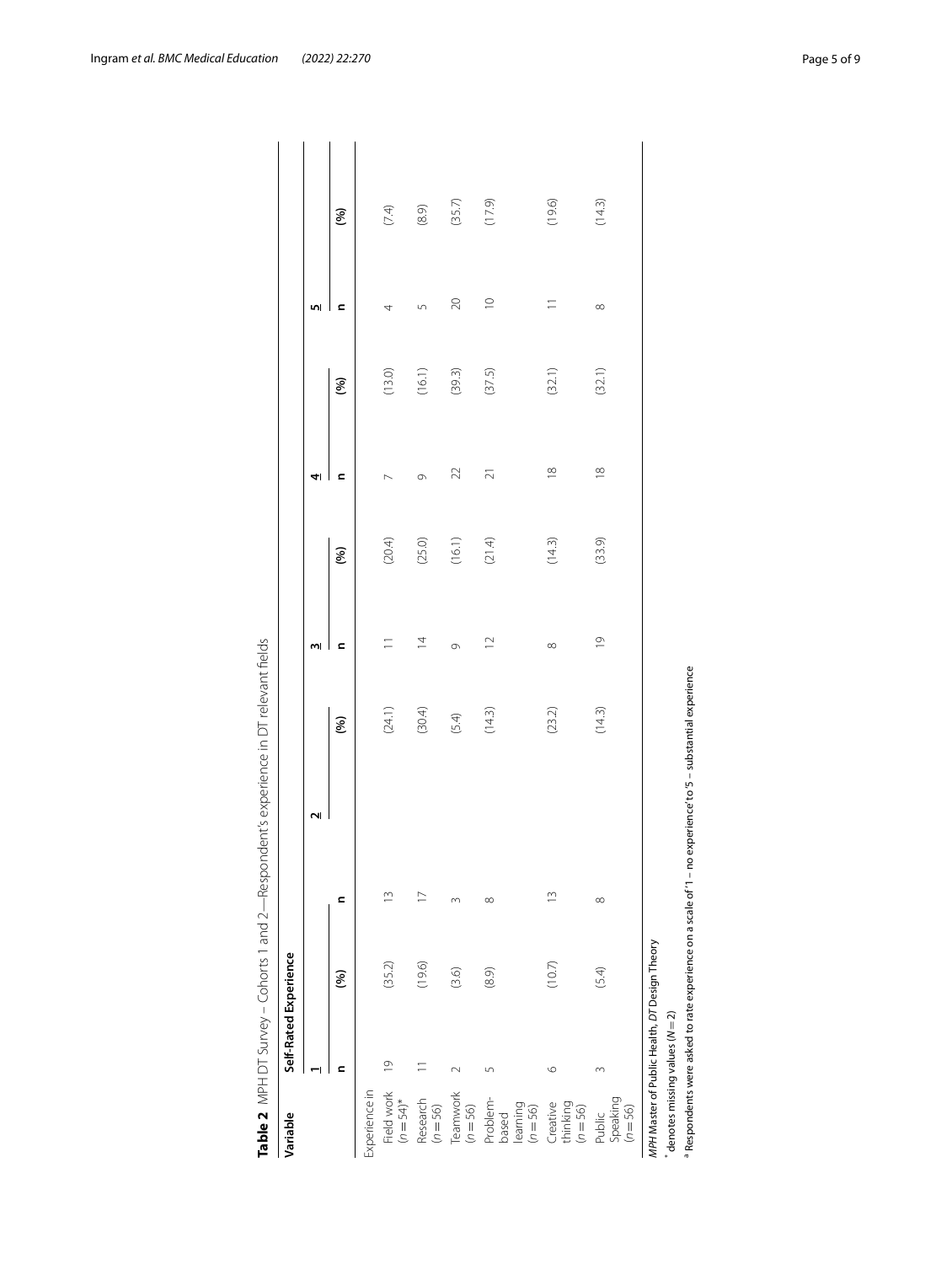**Table 2** MPH DT Survey – Cohorts 1 and 2—Respondent's experience in DT relevant fields

| Variable | Self-Rated Experience | | | | | | | | | |
|---|---|---|---|---|---|---|---|---|---|---|
| | 1 | | 2 | | 3 | | 4 | | 5 | |
| | n | (%) | n | (%) | n | (%) | n | (%) | n | (%) |
| Experience in | | | | | | | | | | |
| Field work (n = 54)* | 19 | (35.2) | 13 | (24.1) | 11 | (20.4) | 7 | (13.0) | 4 | (7.4) |
| Research (n = 56) | 11 | (19.6) | 17 | (30.4) | 14 | (25.0) | 9 | (16.1) | 5 | (8.9) |
| Teamwork (n = 56) | 2 | (3.6) | 3 | (5.4) | 9 | (16.1) | 22 | (39.3) | 20 | (35.7) |
| Problem-based learning (n = 56) | 5 | (8.9) | 8 | (14.3) | 12 | (21.4) | 21 | (37.5) | 10 | (17.9) |
| Creative thinking (n = 56) | 6 | (10.7) | 13 | (23.2) | 8 | (14.3) | 18 | (32.1) | 11 | (19.6) |
| Public Speaking (n = 56) | 3 | (5.4) | 8 | (14.3) | 19 | (33.9) | 18 | (32.1) | 8 | (14.3) |

*MPH* Master of Public Health, *DT* Design Theory

\* denotes missing values (N = 2)

[a] Respondents were asked to rate experience on a scale of '1 – no experience' to '5 – substantial experience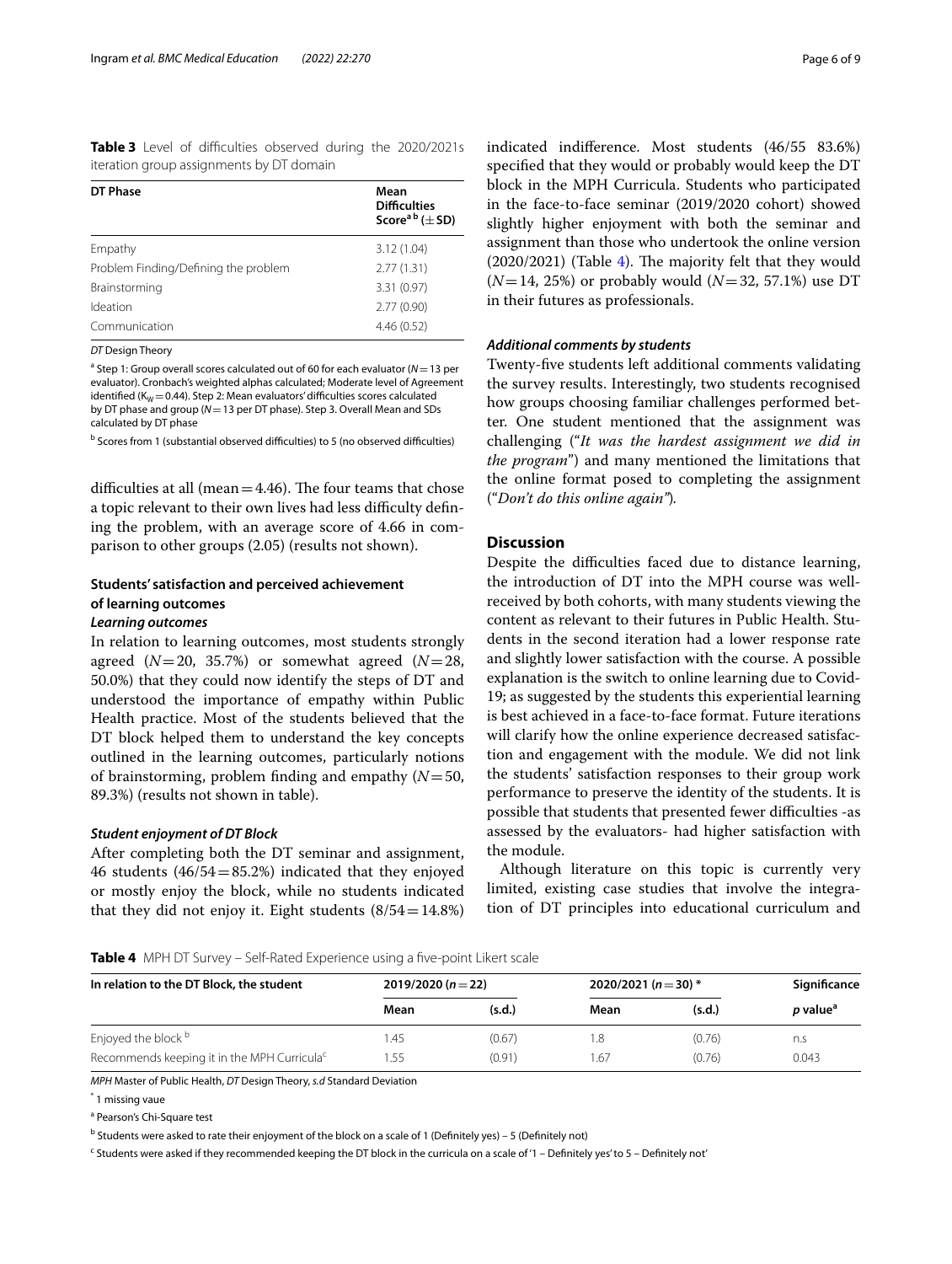**Table 3** Level of difficulties observed during the 2020/2021s iteration group assignments by DT domain

| DT Phase | Mean Difficulties Score[a b] (±SD) |
|---|---|
| Empathy | 3.12 (1.04) |
| Problem Finding/Defining the problem | 2.77 (1.31) |
| Brainstorming | 3.31 (0.97) |
| Ideation | 2.77 (0.90) |
| Communication | 4.46 (0.52) |

*DT* Design Theory

[a] Step 1: Group overall scores calculated out of 60 for each evaluator ($N=13$ per evaluator). Cronbach's weighted alphas calculated; Moderate level of Agreement identified ($K_W=0.44$). Step 2: Mean evaluators' difficulties scores calculated by DT phase and group ($N=13$ per DT phase). Step 3. Overall Mean and SDs calculated by DT phase

[b] Scores from 1 (substantial observed difficulties) to 5 (no observed difficulties)

difficulties at all (mean = 4.46). The four teams that chose a topic relevant to their own lives had less difficulty defining the problem, with an average score of 4.66 in comparison to other groups (2.05) (results not shown).

### Students' satisfaction and perceived achievement of learning outcomes

#### *Learning outcomes*

In relation to learning outcomes, most students strongly agreed ($N=20$, 35.7%) or somewhat agreed ($N=28$, 50.0%) that they could now identify the steps of DT and understood the importance of empathy within Public Health practice. Most of the students believed that the DT block helped them to understand the key concepts outlined in the learning outcomes, particularly notions of brainstorming, problem finding and empathy ($N=50$, 89.3%) (results not shown in table).

#### *Student enjoyment of DT Block*

After completing both the DT seminar and assignment, 46 students (46/54 = 85.2%) indicated that they enjoyed or mostly enjoy the block, while no students indicated that they did not enjoy it. Eight students (8/54 = 14.8%) indicated indifference. Most students (46/55 83.6%) specified that they would or probably would keep the DT block in the MPH Curricula. Students who participated in the face-to-face seminar (2019/2020 cohort) showed slightly higher enjoyment with both the seminar and assignment than those who undertook the online version (2020/2021) (Table 4). The majority felt that they would ($N=14$, 25%) or probably would ($N=32$, 57.1%) use DT in their futures as professionals.

#### *Additional comments by students*

Twenty-five students left additional comments validating the survey results. Interestingly, two students recognised how groups choosing familiar challenges performed better. One student mentioned that the assignment was challenging ("*It was the hardest assignment we did in the program*") and many mentioned the limitations that the online format posed to completing the assignment ("*Don't do this online again"*).

## Discussion

Despite the difficulties faced due to distance learning, the introduction of DT into the MPH course was well-received by both cohorts, with many students viewing the content as relevant to their futures in Public Health. Students in the second iteration had a lower response rate and slightly lower satisfaction with the course. A possible explanation is the switch to online learning due to Covid-19; as suggested by the students this experiential learning is best achieved in a face-to-face format. Future iterations will clarify how the online experience decreased satisfaction and engagement with the module. We did not link the students' satisfaction responses to their group work performance to preserve the identity of the students. It is possible that students that presented fewer difficulties -as assessed by the evaluators- had higher satisfaction with the module.

Although literature on this topic is currently very limited, existing case studies that involve the integration of DT principles into educational curriculum and

**Table 4** MPH DT Survey – Self-Rated Experience using a five-point Likert scale

| In relation to the DT Block, the student | 2019/2020 ($n=22$) | | 2020/2021 ($n=30$) * | | Significance |
|---|---|---|---|---|---|
| | Mean | (s.d.) | Mean | (s.d.) | *p* value[a] |
| Enjoyed the block [b] | 1.45 | (0.67) | 1.8 | (0.76) | n.s |
| Recommends keeping it in the MPH Curricula[c] | 1.55 | (0.91) | 1.67 | (0.76) | 0.043 |

*MPH* Master of Public Health, *DT* Design Theory, *s.d* Standard Deviation

[*] 1 missing vaue

[a] Pearson's Chi-Square test

[b] Students were asked to rate their enjoyment of the block on a scale of 1 (Definitely yes) – 5 (Definitely not)

[c] Students were asked if they recommended keeping the DT block in the curricula on a scale of '1 – Definitely yes' to 5 – Definitely not'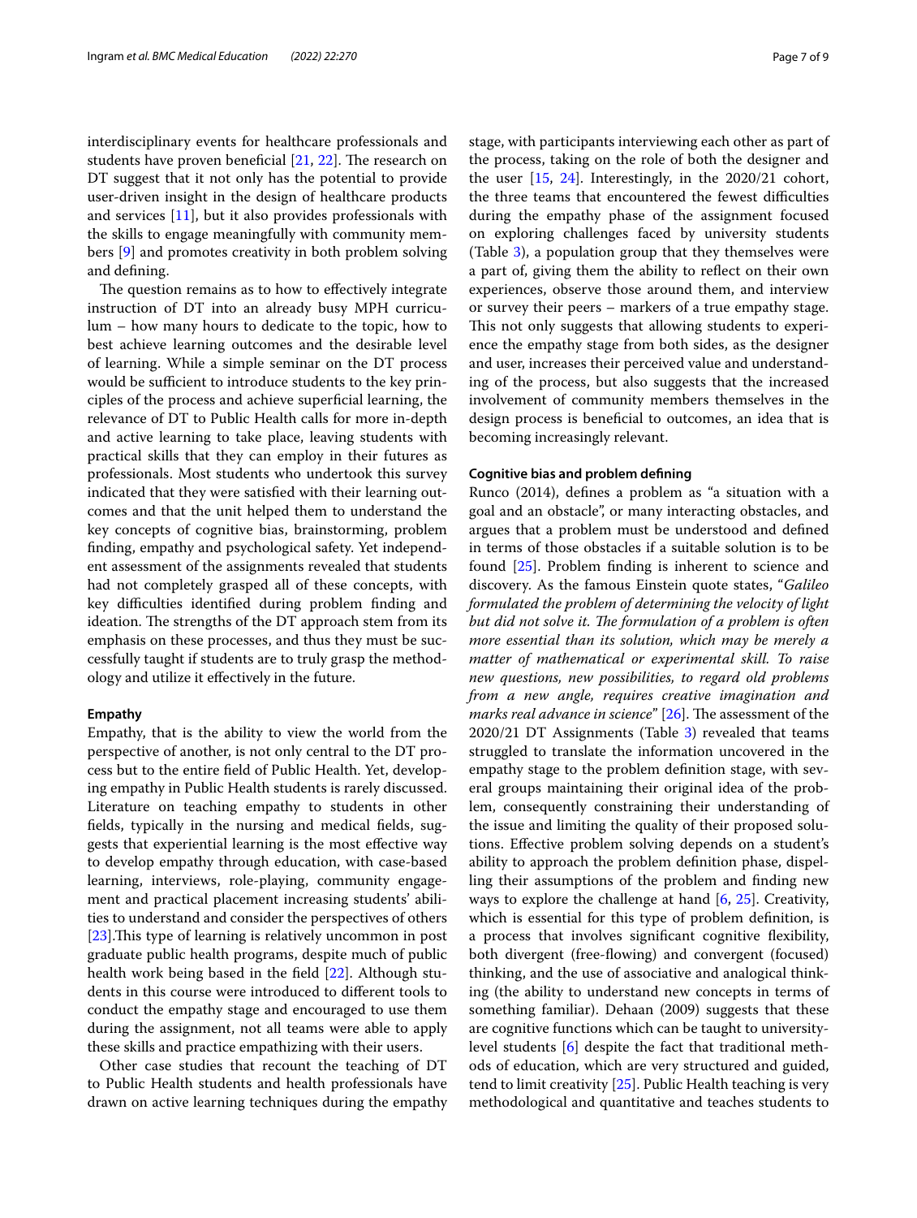interdisciplinary events for healthcare professionals and students have proven beneficial [21, 22]. The research on DT suggest that it not only has the potential to provide user-driven insight in the design of healthcare products and services [11], but it also provides professionals with the skills to engage meaningfully with community members [9] and promotes creativity in both problem solving and defining.

The question remains as to how to effectively integrate instruction of DT into an already busy MPH curriculum – how many hours to dedicate to the topic, how to best achieve learning outcomes and the desirable level of learning. While a simple seminar on the DT process would be sufficient to introduce students to the key principles of the process and achieve superficial learning, the relevance of DT to Public Health calls for more in-depth and active learning to take place, leaving students with practical skills that they can employ in their futures as professionals. Most students who undertook this survey indicated that they were satisfied with their learning outcomes and that the unit helped them to understand the key concepts of cognitive bias, brainstorming, problem finding, empathy and psychological safety. Yet independent assessment of the assignments revealed that students had not completely grasped all of these concepts, with key difficulties identified during problem finding and ideation. The strengths of the DT approach stem from its emphasis on these processes, and thus they must be successfully taught if students are to truly grasp the methodology and utilize it effectively in the future.

#### Empathy

Empathy, that is the ability to view the world from the perspective of another, is not only central to the DT process but to the entire field of Public Health. Yet, developing empathy in Public Health students is rarely discussed. Literature on teaching empathy to students in other fields, typically in the nursing and medical fields, suggests that experiential learning is the most effective way to develop empathy through education, with case-based learning, interviews, role-playing, community engagement and practical placement increasing students' abilities to understand and consider the perspectives of others [23].This type of learning is relatively uncommon in post graduate public health programs, despite much of public health work being based in the field [22]. Although students in this course were introduced to different tools to conduct the empathy stage and encouraged to use them during the assignment, not all teams were able to apply these skills and practice empathizing with their users.

Other case studies that recount the teaching of DT to Public Health students and health professionals have drawn on active learning techniques during the empathy stage, with participants interviewing each other as part of the process, taking on the role of both the designer and the user [15, 24]. Interestingly, in the 2020/21 cohort, the three teams that encountered the fewest difficulties during the empathy phase of the assignment focused on exploring challenges faced by university students (Table 3), a population group that they themselves were a part of, giving them the ability to reflect on their own experiences, observe those around them, and interview or survey their peers – markers of a true empathy stage. This not only suggests that allowing students to experience the empathy stage from both sides, as the designer and user, increases their perceived value and understanding of the process, but also suggests that the increased involvement of community members themselves in the design process is beneficial to outcomes, an idea that is becoming increasingly relevant.

#### Cognitive bias and problem defining

Runco (2014), defines a problem as "a situation with a goal and an obstacle", or many interacting obstacles, and argues that a problem must be understood and defined in terms of those obstacles if a suitable solution is to be found [25]. Problem finding is inherent to science and discovery. As the famous Einstein quote states, "*Galileo formulated the problem of determining the velocity of light but did not solve it. The formulation of a problem is often more essential than its solution, which may be merely a matter of mathematical or experimental skill. To raise new questions, new possibilities, to regard old problems from a new angle, requires creative imagination and marks real advance in science*" [26]. The assessment of the 2020/21 DT Assignments (Table 3) revealed that teams struggled to translate the information uncovered in the empathy stage to the problem definition stage, with several groups maintaining their original idea of the problem, consequently constraining their understanding of the issue and limiting the quality of their proposed solutions. Effective problem solving depends on a student's ability to approach the problem definition phase, dispelling their assumptions of the problem and finding new ways to explore the challenge at hand [6, 25]. Creativity, which is essential for this type of problem definition, is a process that involves significant cognitive flexibility, both divergent (free-flowing) and convergent (focused) thinking, and the use of associative and analogical thinking (the ability to understand new concepts in terms of something familiar). Dehaan (2009) suggests that these are cognitive functions which can be taught to university-level students [6] despite the fact that traditional methods of education, which are very structured and guided, tend to limit creativity [25]. Public Health teaching is very methodological and quantitative and teaches students to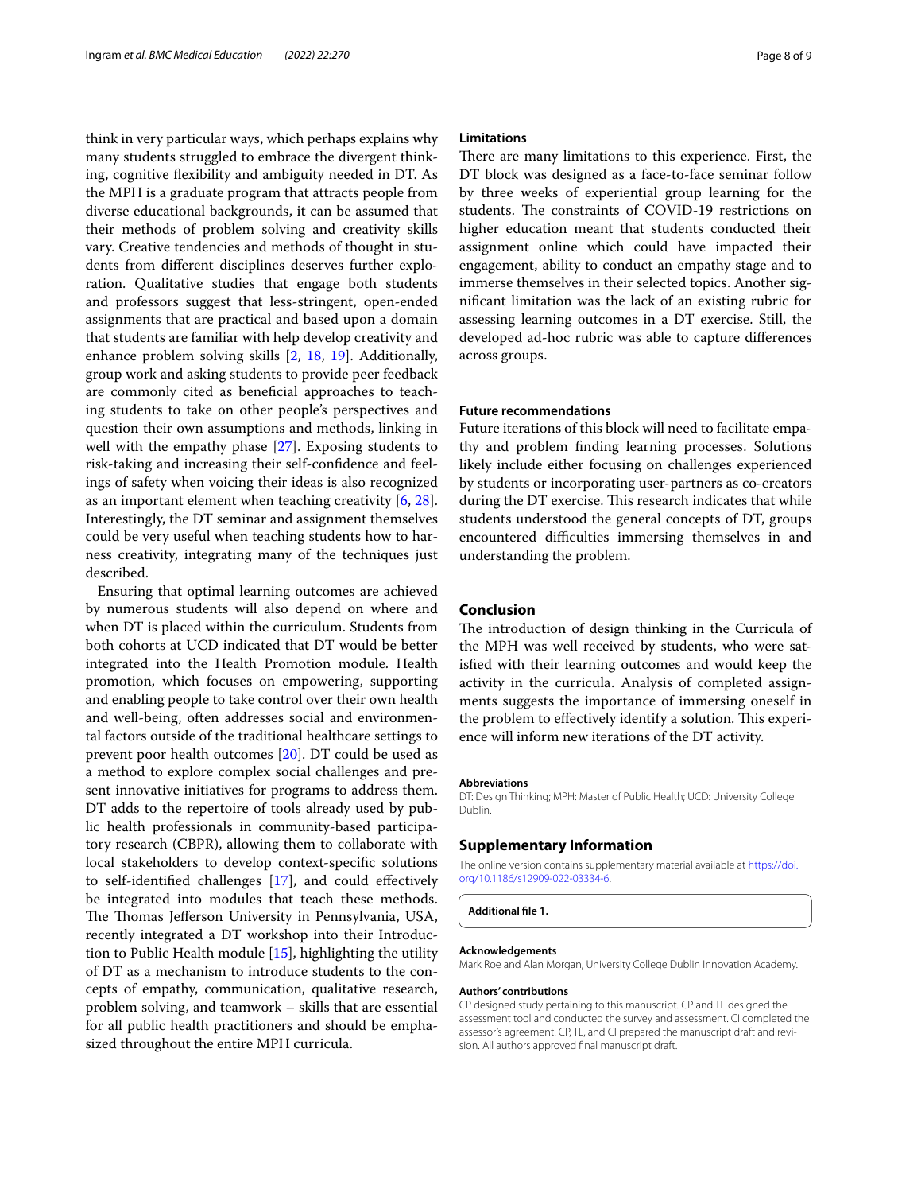think in very particular ways, which perhaps explains why many students struggled to embrace the divergent thinking, cognitive flexibility and ambiguity needed in DT. As the MPH is a graduate program that attracts people from diverse educational backgrounds, it can be assumed that their methods of problem solving and creativity skills vary. Creative tendencies and methods of thought in students from different disciplines deserves further exploration. Qualitative studies that engage both students and professors suggest that less-stringent, open-ended assignments that are practical and based upon a domain that students are familiar with help develop creativity and enhance problem solving skills [2, 18, 19]. Additionally, group work and asking students to provide peer feedback are commonly cited as beneficial approaches to teaching students to take on other people's perspectives and question their own assumptions and methods, linking in well with the empathy phase [27]. Exposing students to risk-taking and increasing their self-confidence and feelings of safety when voicing their ideas is also recognized as an important element when teaching creativity [6, 28]. Interestingly, the DT seminar and assignment themselves could be very useful when teaching students how to harness creativity, integrating many of the techniques just described.

Ensuring that optimal learning outcomes are achieved by numerous students will also depend on where and when DT is placed within the curriculum. Students from both cohorts at UCD indicated that DT would be better integrated into the Health Promotion module. Health promotion, which focuses on empowering, supporting and enabling people to take control over their own health and well-being, often addresses social and environmental factors outside of the traditional healthcare settings to prevent poor health outcomes [20]. DT could be used as a method to explore complex social challenges and present innovative initiatives for programs to address them. DT adds to the repertoire of tools already used by public health professionals in community-based participatory research (CBPR), allowing them to collaborate with local stakeholders to develop context-specific solutions to self-identified challenges [17], and could effectively be integrated into modules that teach these methods. The Thomas Jefferson University in Pennsylvania, USA, recently integrated a DT workshop into their Introduction to Public Health module [15], highlighting the utility of DT as a mechanism to introduce students to the concepts of empathy, communication, qualitative research, problem solving, and teamwork – skills that are essential for all public health practitioners and should be emphasized throughout the entire MPH curricula.

### Limitations

There are many limitations to this experience. First, the DT block was designed as a face-to-face seminar follow by three weeks of experiential group learning for the students. The constraints of COVID-19 restrictions on higher education meant that students conducted their assignment online which could have impacted their engagement, ability to conduct an empathy stage and to immerse themselves in their selected topics. Another significant limitation was the lack of an existing rubric for assessing learning outcomes in a DT exercise. Still, the developed ad-hoc rubric was able to capture differences across groups.

### Future recommendations

Future iterations of this block will need to facilitate empathy and problem finding learning processes. Solutions likely include either focusing on challenges experienced by students or incorporating user-partners as co-creators during the DT exercise. This research indicates that while students understood the general concepts of DT, groups encountered difficulties immersing themselves in and understanding the problem.

## Conclusion

The introduction of design thinking in the Curricula of the MPH was well received by students, who were satisfied with their learning outcomes and would keep the activity in the curricula. Analysis of completed assignments suggests the importance of immersing oneself in the problem to effectively identify a solution. This experience will inform new iterations of the DT activity.

#### Abbreviations

DT: Design Thinking; MPH: Master of Public Health; UCD: University College Dublin.

## Supplementary Information

The online version contains supplementary material available at https://doi.org/10.1186/s12909-022-03334-6.

**Additional file 1.**

#### Acknowledgements

Mark Roe and Alan Morgan, University College Dublin Innovation Academy.

#### Authors' contributions

CP designed study pertaining to this manuscript. CP and TL designed the assessment tool and conducted the survey and assessment. CI completed the assessor's agreement. CP, TL, and CI prepared the manuscript draft and revision. All authors approved final manuscript draft.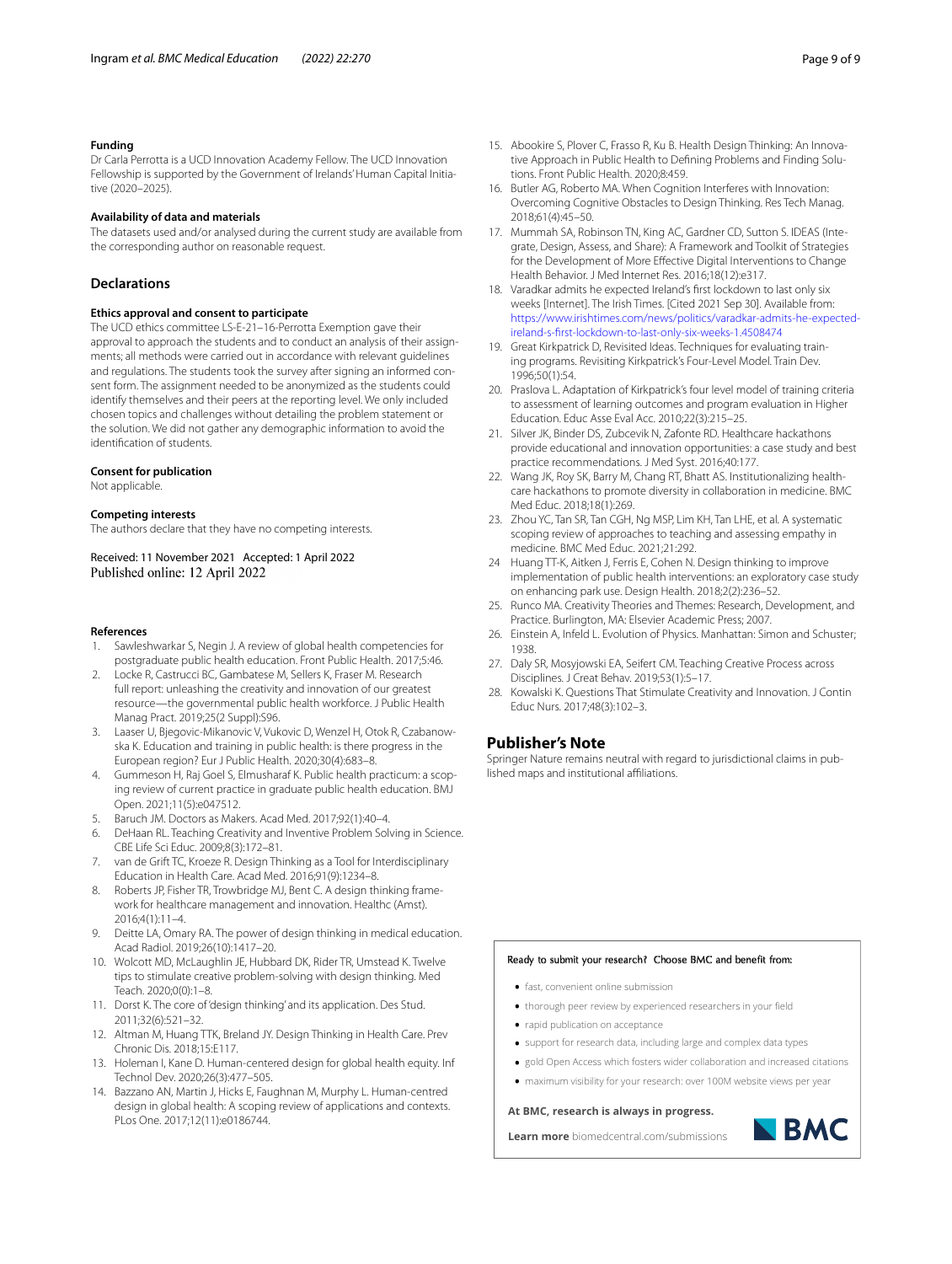#### Funding

Dr Carla Perrotta is a UCD Innovation Academy Fellow. The UCD Innovation Fellowship is supported by the Government of Irelands' Human Capital Initiative (2020–2025).

#### Availability of data and materials

The datasets used and/or analysed during the current study are available from the corresponding author on reasonable request.

## Declarations

#### Ethics approval and consent to participate

The UCD ethics committee LS-E-21–16-Perrotta Exemption gave their approval to approach the students and to conduct an analysis of their assignments; all methods were carried out in accordance with relevant guidelines and regulations. The students took the survey after signing an informed consent form. The assignment needed to be anonymized as the students could identify themselves and their peers at the reporting level. We only included chosen topics and challenges without detailing the problem statement or the solution. We did not gather any demographic information to avoid the identification of students.

#### Consent for publication

Not applicable.

#### Competing interests

The authors declare that they have no competing interests.

Received: 11 November 2021 Accepted: 1 April 2022
Published online: 12 April 2022

#### References

1. Sawleshwarkar S, Negin J. A review of global health competencies for postgraduate public health education. Front Public Health. 2017;5:46.
2. Locke R, Castrucci BC, Gambatese M, Sellers K, Fraser M. Research full report: unleashing the creativity and innovation of our greatest resource—the governmental public health workforce. J Public Health Manag Pract. 2019;25(2 Suppl):S96.
3. Laaser U, Bjegovic-Mikanovic V, Vukovic D, Wenzel H, Otok R, Czabanowska K. Education and training in public health: is there progress in the European region? Eur J Public Health. 2020;30(4):683–8.
4. Gummeson H, Raj Goel S, Elmusharaf K. Public health practicum: a scoping review of current practice in graduate public health education. BMJ Open. 2021;11(5):e047512.
5. Baruch JM. Doctors as Makers. Acad Med. 2017;92(1):40–4.
6. DeHaan RL. Teaching Creativity and Inventive Problem Solving in Science. CBE Life Sci Educ. 2009;8(3):172–81.
7. van de Grift TC, Kroeze R. Design Thinking as a Tool for Interdisciplinary Education in Health Care. Acad Med. 2016;91(9):1234–8.
8. Roberts JP, Fisher TR, Trowbridge MJ, Bent C. A design thinking framework for healthcare management and innovation. Healthc (Amst). 2016;4(1):11–4.
9. Deitte LA, Omary RA. The power of design thinking in medical education. Acad Radiol. 2019;26(10):1417–20.
10. Wolcott MD, McLaughlin JE, Hubbard DK, Rider TR, Umstead K. Twelve tips to stimulate creative problem-solving with design thinking. Med Teach. 2020;0(0):1–8.
11. Dorst K. The core of 'design thinking' and its application. Des Stud. 2011;32(6):521–32.
12. Altman M, Huang TTK, Breland JY. Design Thinking in Health Care. Prev Chronic Dis. 2018;15:E117.
13. Holeman I, Kane D. Human-centered design for global health equity. Inf Technol Dev. 2020;26(3):477–505.
14. Bazzano AN, Martin J, Hicks E, Faughnan M, Murphy L. Human-centred design in global health: A scoping review of applications and contexts. PLos One. 2017;12(11):e0186744.
15. Abookire S, Plover C, Frasso R, Ku B. Health Design Thinking: An Innovative Approach in Public Health to Defining Problems and Finding Solutions. Front Public Health. 2020;8:459.
16. Butler AG, Roberto MA. When Cognition Interferes with Innovation: Overcoming Cognitive Obstacles to Design Thinking. Res Tech Manag. 2018;61(4):45–50.
17. Mummah SA, Robinson TN, King AC, Gardner CD, Sutton S. IDEAS (Integrate, Design, Assess, and Share): A Framework and Toolkit of Strategies for the Development of More Effective Digital Interventions to Change Health Behavior. J Med Internet Res. 2016;18(12):e317.
18. Varadkar admits he expected Ireland's first lockdown to last only six weeks [Internet]. The Irish Times. [Cited 2021 Sep 30]. Available from: https://www.irishtimes.com/news/politics/varadkar-admits-he-expected-ireland-s-first-lockdown-to-last-only-six-weeks-1.4508474
19. Great Kirkpatrick D, Revisited Ideas. Techniques for evaluating training programs. Revisiting Kirkpatrick's Four-Level Model. Train Dev. 1996;50(1):54.
20. Praslova L. Adaptation of Kirkpatrick's four level model of training criteria to assessment of learning outcomes and program evaluation in Higher Education. Educ Asse Eval Acc. 2010;22(3):215–25.
21. Silver JK, Binder DS, Zubcevik N, Zafonte RD. Healthcare hackathons provide educational and innovation opportunities: a case study and best practice recommendations. J Med Syst. 2016;40:177.
22. Wang JK, Roy SK, Barry M, Chang RT, Bhatt AS. Institutionalizing healthcare hackathons to promote diversity in collaboration in medicine. BMC Med Educ. 2018;18(1):269.
23. Zhou YC, Tan SR, Tan CGH, Ng MSP, Lim KH, Tan LHE, et al. A systematic scoping review of approaches to teaching and assessing empathy in medicine. BMC Med Educ. 2021;21:292.
24. Huang TT-K, Aitken J, Ferris E, Cohen N. Design thinking to improve implementation of public health interventions: an exploratory case study on enhancing park use. Design Health. 2018;2(2):236–52.
25. Runco MA. Creativity Theories and Themes: Research, Development, and Practice. Burlington, MA: Elsevier Academic Press; 2007.
26. Einstein A, Infeld L. Evolution of Physics. Manhattan: Simon and Schuster; 1938.
27. Daly SR, Mosyjowski EA, Seifert CM. Teaching Creative Process across Disciplines. J Creat Behav. 2019;53(1):5–17.
28. Kowalski K. Questions That Stimulate Creativity and Innovation. J Contin Educ Nurs. 2017;48(3):102–3.

## Publisher's Note

Springer Nature remains neutral with regard to jurisdictional claims in published maps and institutional affiliations.

Ready to submit your research? Choose BMC and benefit from:

- fast, convenient online submission
- thorough peer review by experienced researchers in your field
- rapid publication on acceptance
- support for research data, including large and complex data types
- gold Open Access which fosters wider collaboration and increased citations
- maximum visibility for your research: over 100M website views per year

**At BMC, research is always in progress.**

**Learn more** biomedcentral.com/submissions

BMC